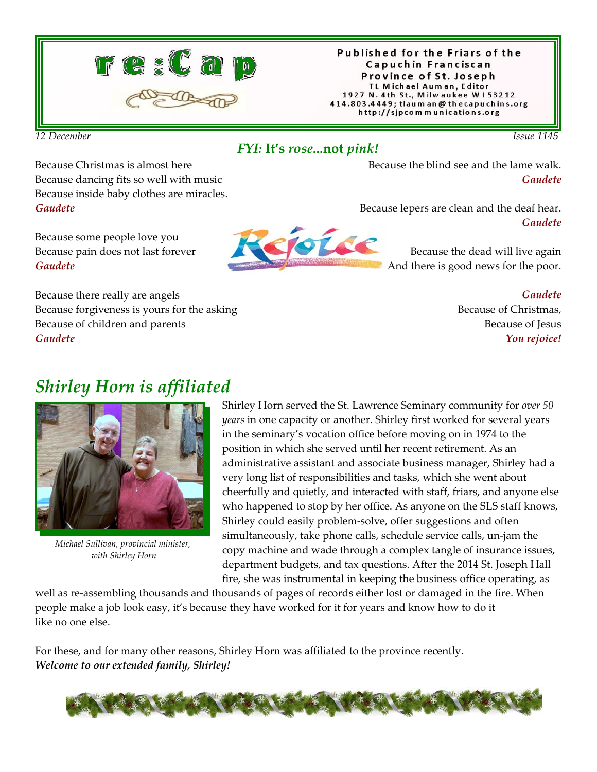# re:Cap

Published for the Friars of the Capuchin Franciscan Province of St. Joseph
TL Michael Auman, Editor
1927 N. 4th St., Milwaukee WI 53212
414.803.4449; tlauman@thecapuchins.org
http://sjpcommunications.org

*12 December* — *Issue 1145*

## *FYI:* It's *rose*...not *pink!*

Because Christmas is almost here
Because dancing fits so well with music
Because inside baby clothes are miracles.
***Gaudete***

Because some people love you
Because pain does not last forever
***Gaudete***

Because there really are angels
Because forgiveness is yours for the asking
Because of children and parents
***Gaudete***

Because the blind see and the lame walk.
***Gaudete***

Because lepers are clean and the deaf hear.
***Gaudete***

Rejoice

Because the dead will live again
And there is good news for the poor.

***Gaudete***
Because of Christmas,
Because of Jesus
***You rejoice!***

## *Shirley Horn is affiliated*

*Michael Sullivan, provincial minister, with Shirley Horn*

Shirley Horn served the St. Lawrence Seminary community for *over 50 years* in one capacity or another. Shirley first worked for several years in the seminary's vocation office before moving on in 1974 to the position in which she served until her recent retirement. As an administrative assistant and associate business manager, Shirley had a very long list of responsibilities and tasks, which she went about cheerfully and quietly, and interacted with staff, friars, and anyone else who happened to stop by her office. As anyone on the SLS staff knows, Shirley could easily problem-solve, offer suggestions and often simultaneously, take phone calls, schedule service calls, un-jam the copy machine and wade through a complex tangle of insurance issues, department budgets, and tax questions. After the 2014 St. Joseph Hall fire, she was instrumental in keeping the business office operating, as well as re-assembling thousands and thousands of pages of records either lost or damaged in the fire. When people make a job look easy, it's because they have worked for it for years and know how to do it like no one else.

For these, and for many other reasons, Shirley Horn was affiliated to the province recently.
***Welcome to our extended family, Shirley!***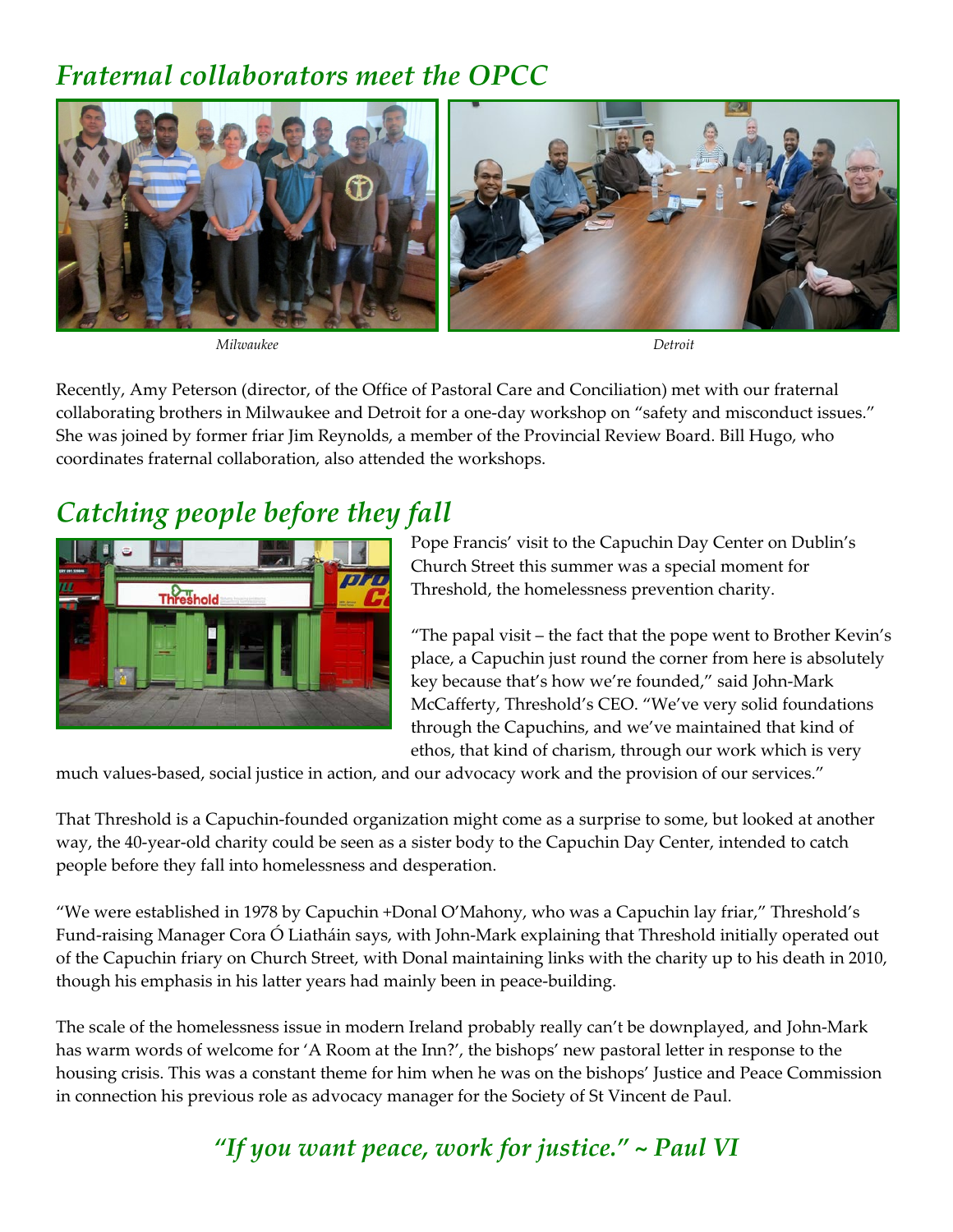## *Fraternal collaborators meet the OPCC*

*Milwaukee*

*Detroit*

Recently, Amy Peterson (director, of the Office of Pastoral Care and Conciliation) met with our fraternal collaborating brothers in Milwaukee and Detroit for a one-day workshop on "safety and misconduct issues." She was joined by former friar Jim Reynolds, a member of the Provincial Review Board. Bill Hugo, who coordinates fraternal collaboration, also attended the workshops.

## *Catching people before they fall*

Pope Francis' visit to the Capuchin Day Center on Dublin's Church Street this summer was a special moment for Threshold, the homelessness prevention charity.

"The papal visit – the fact that the pope went to Brother Kevin's place, a Capuchin just round the corner from here is absolutely key because that's how we're founded," said John-Mark McCafferty, Threshold's CEO. "We've very solid foundations through the Capuchins, and we've maintained that kind of ethos, that kind of charism, through our work which is very much values-based, social justice in action, and our advocacy work and the provision of our services."

That Threshold is a Capuchin-founded organization might come as a surprise to some, but looked at another way, the 40-year-old charity could be seen as a sister body to the Capuchin Day Center, intended to catch people before they fall into homelessness and desperation.

"We were established in 1978 by Capuchin +Donal O'Mahony, who was a Capuchin lay friar," Threshold's Fund-raising Manager Cora Ó Liatháin says, with John-Mark explaining that Threshold initially operated out of the Capuchin friary on Church Street, with Donal maintaining links with the charity up to his death in 2010, though his emphasis in his latter years had mainly been in peace-building.

The scale of the homelessness issue in modern Ireland probably really can't be downplayed, and John-Mark has warm words of welcome for 'A Room at the Inn?', the bishops' new pastoral letter in response to the housing crisis. This was a constant theme for him when he was on the bishops' Justice and Peace Commission in connection his previous role as advocacy manager for the Society of St Vincent de Paul.

### *"If you want peace, work for justice." ~ Paul VI*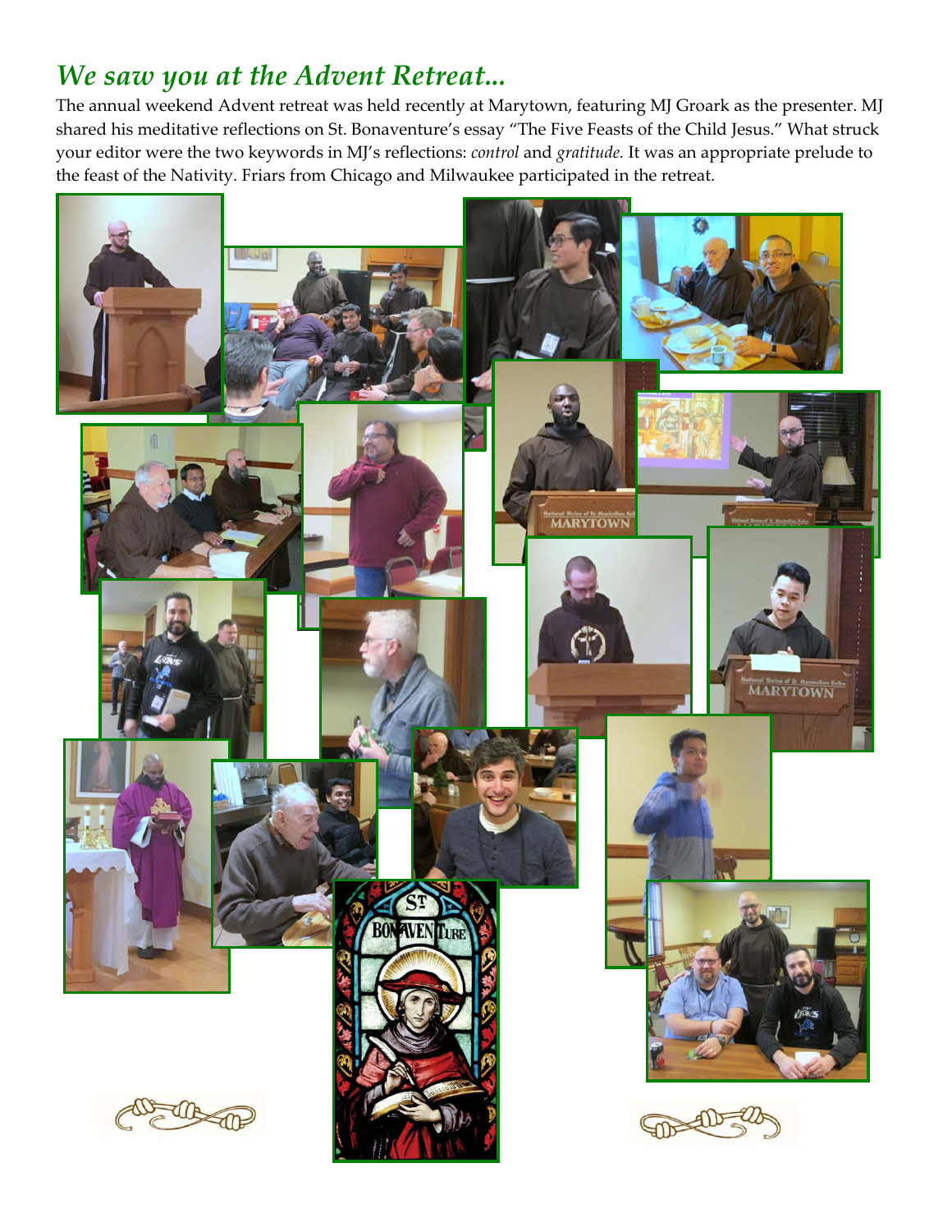## *We saw you at the Advent Retreat...*

The annual weekend Advent retreat was held recently at Marytown, featuring MJ Groark as the presenter. MJ shared his meditative reflections on St. Bonaventure's essay "The Five Feasts of the Child Jesus." What struck your editor were the two keywords in MJ's reflections: *control* and *gratitude.* It was an appropriate prelude to the feast of the Nativity. Friars from Chicago and Milwaukee participated in the retreat.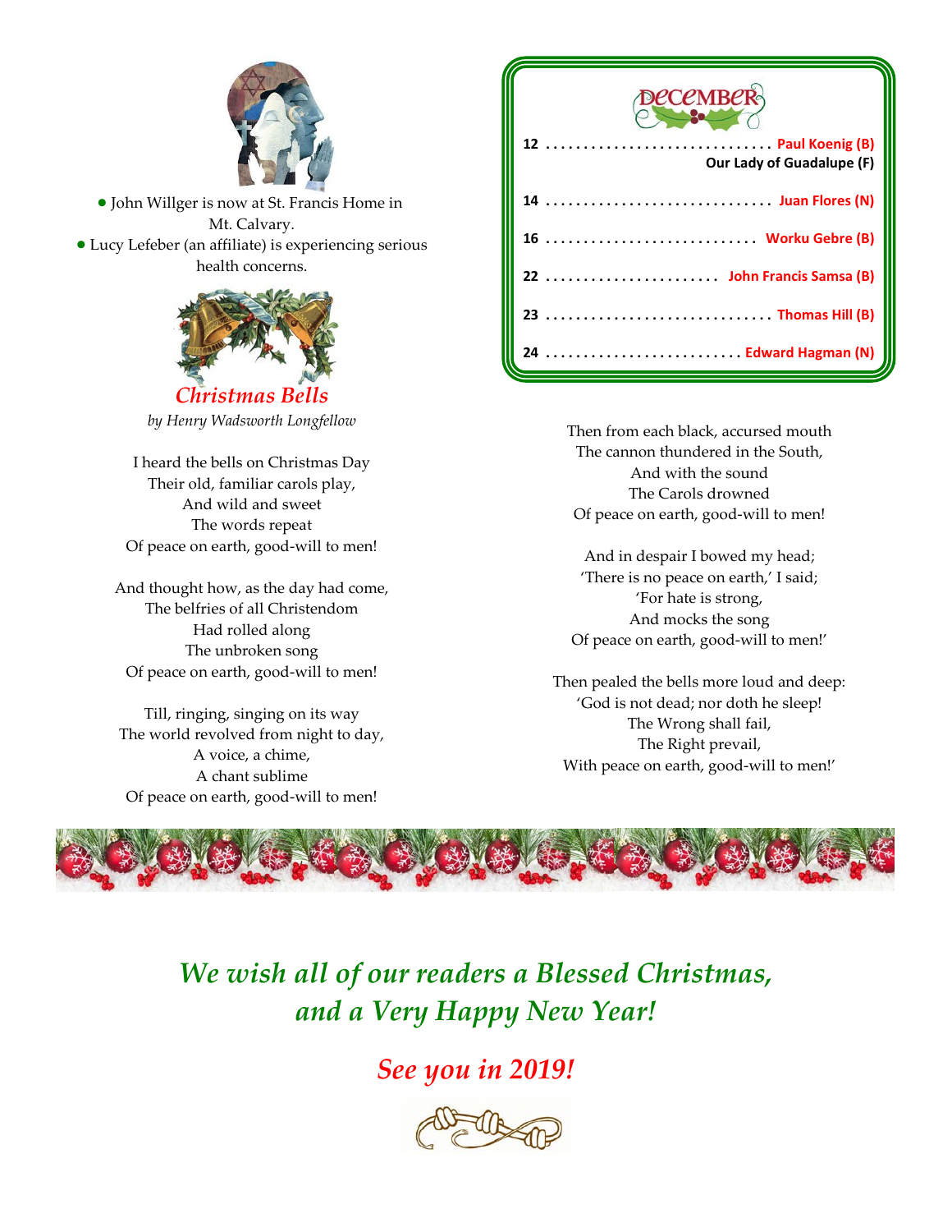- John Willger is now at St. Francis Home in Mt. Calvary.
- Lucy Lefeber (an affiliate) is experiencing serious health concerns.

## December

| | |
|---|---|
| 12 | Paul Koenig (B) |
| | Our Lady of Guadalupe (F) |
| 14 | Juan Flores (N) |
| 16 | Worku Gebre (B) |
| 22 | John Francis Samsa (B) |
| 23 | Thomas Hill (B) |
| 24 | Edward Hagman (N) |

## *Christmas Bells*

*by Henry Wadsworth Longfellow*

I heard the bells on Christmas Day
Their old, familiar carols play,
And wild and sweet
The words repeat
Of peace on earth, good-will to men!

And thought how, as the day had come,
The belfries of all Christendom
Had rolled along
The unbroken song
Of peace on earth, good-will to men!

Till, ringing, singing on its way
The world revolved from night to day,
A voice, a chime,
A chant sublime
Of peace on earth, good-will to men!

Then from each black, accursed mouth
The cannon thundered in the South,
And with the sound
The Carols drowned
Of peace on earth, good-will to men!

And in despair I bowed my head;
'There is no peace on earth,' I said;
'For hate is strong,
And mocks the song
Of peace on earth, good-will to men!'

Then pealed the bells more loud and deep:
'God is not dead; nor doth he sleep!
The Wrong shall fail,
The Right prevail,
With peace on earth, good-will to men!'

*We wish all of our readers a Blessed Christmas, and a Very Happy New Year!*

*See you in 2019!*